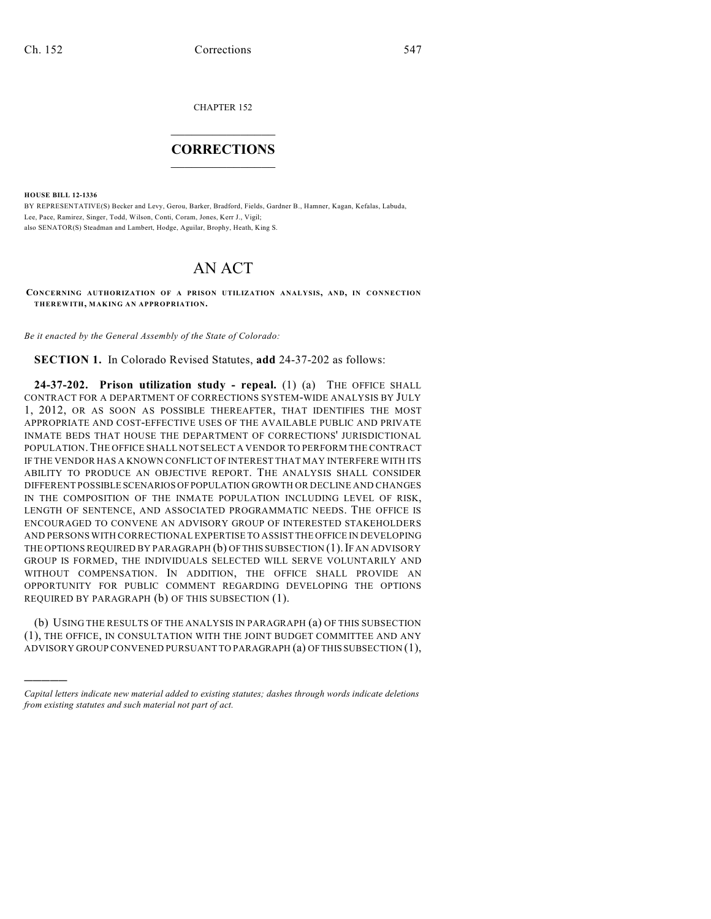CHAPTER 152

## CORRECTIONS

**HOUSE BILL 12-1336**

BY REPRESENTATIVE(S) Becker and Levy, Gerou, Barker, Bradford, Fields, Gardner B., Hamner, Kagan, Kefalas, Labuda, Lee, Pace, Ramirez, Singer, Todd, Wilson, Conti, Coram, Jones, Kerr J., Vigil;
also SENATOR(S) Steadman and Lambert, Hodge, Aguilar, Brophy, Heath, King S.

# AN ACT

**CONCERNING AUTHORIZATION OF A PRISON UTILIZATION ANALYSIS, AND, IN CONNECTION THEREWITH, MAKING AN APPROPRIATION.**

*Be it enacted by the General Assembly of the State of Colorado:*

**SECTION 1.** In Colorado Revised Statutes, **add** 24-37-202 as follows:

**24-37-202. Prison utilization study - repeal.** (1) (a) THE OFFICE SHALL CONTRACT FOR A DEPARTMENT OF CORRECTIONS SYSTEM-WIDE ANALYSIS BY JULY 1, 2012, OR AS SOON AS POSSIBLE THEREAFTER, THAT IDENTIFIES THE MOST APPROPRIATE AND COST-EFFECTIVE USES OF THE AVAILABLE PUBLIC AND PRIVATE INMATE BEDS THAT HOUSE THE DEPARTMENT OF CORRECTIONS' JURISDICTIONAL POPULATION. THE OFFICE SHALL NOT SELECT A VENDOR TO PERFORM THE CONTRACT IF THE VENDOR HAS A KNOWN CONFLICT OF INTEREST THAT MAY INTERFERE WITH ITS ABILITY TO PRODUCE AN OBJECTIVE REPORT. THE ANALYSIS SHALL CONSIDER DIFFERENT POSSIBLE SCENARIOS OF POPULATION GROWTH OR DECLINE AND CHANGES IN THE COMPOSITION OF THE INMATE POPULATION INCLUDING LEVEL OF RISK, LENGTH OF SENTENCE, AND ASSOCIATED PROGRAMMATIC NEEDS. THE OFFICE IS ENCOURAGED TO CONVENE AN ADVISORY GROUP OF INTERESTED STAKEHOLDERS AND PERSONS WITH CORRECTIONAL EXPERTISE TO ASSIST THE OFFICE IN DEVELOPING THE OPTIONS REQUIRED BY PARAGRAPH (b) OF THIS SUBSECTION (1). IF AN ADVISORY GROUP IS FORMED, THE INDIVIDUALS SELECTED WILL SERVE VOLUNTARILY AND WITHOUT COMPENSATION. IN ADDITION, THE OFFICE SHALL PROVIDE AN OPPORTUNITY FOR PUBLIC COMMENT REGARDING DEVELOPING THE OPTIONS REQUIRED BY PARAGRAPH (b) OF THIS SUBSECTION (1).

(b) USING THE RESULTS OF THE ANALYSIS IN PARAGRAPH (a) OF THIS SUBSECTION (1), THE OFFICE, IN CONSULTATION WITH THE JOINT BUDGET COMMITTEE AND ANY ADVISORY GROUP CONVENED PURSUANT TO PARAGRAPH (a) OF THIS SUBSECTION (1),

---

*Capital letters indicate new material added to existing statutes; dashes through words indicate deletions from existing statutes and such material not part of act.*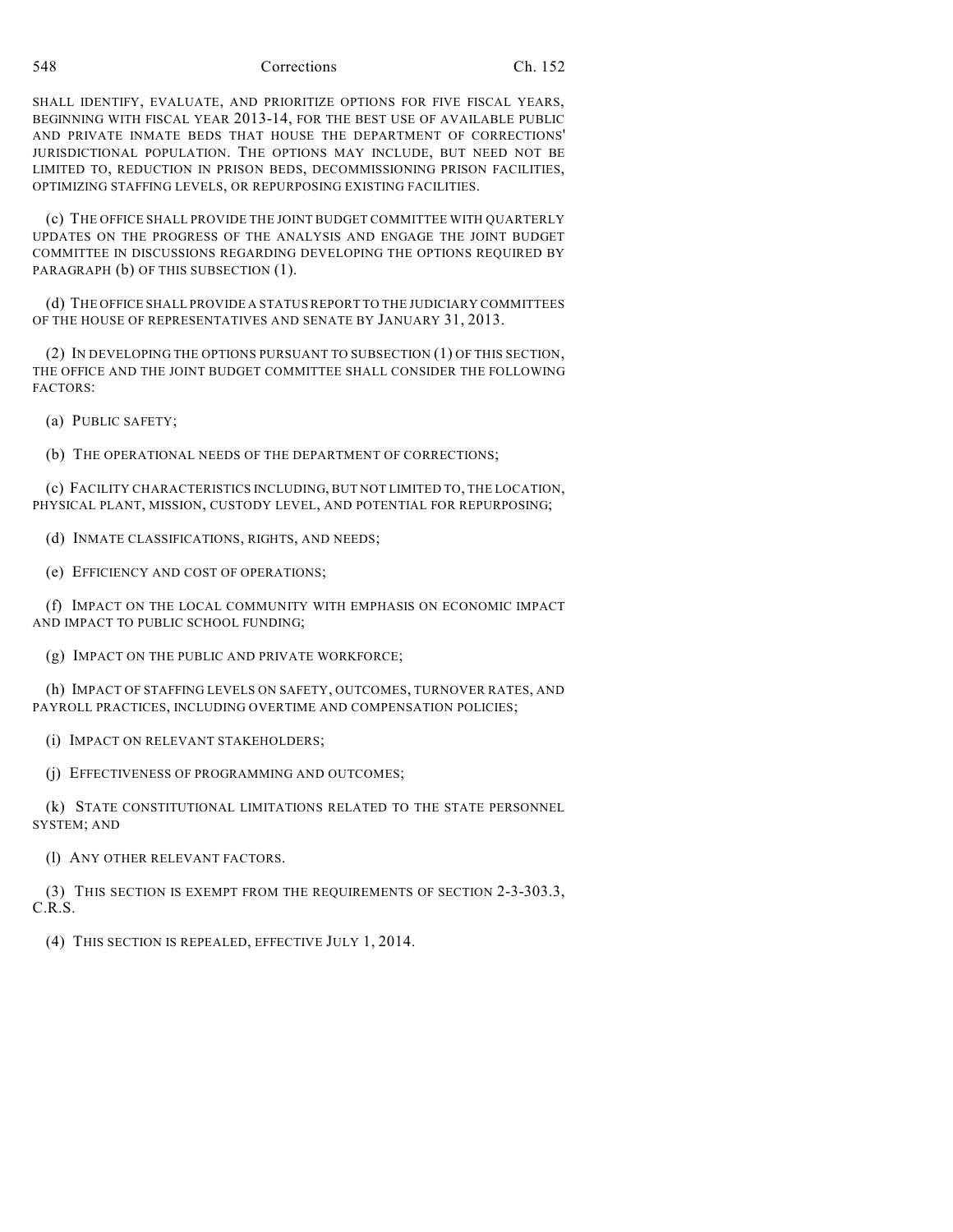SHALL IDENTIFY, EVALUATE, AND PRIORITIZE OPTIONS FOR FIVE FISCAL YEARS, BEGINNING WITH FISCAL YEAR 2013-14, FOR THE BEST USE OF AVAILABLE PUBLIC AND PRIVATE INMATE BEDS THAT HOUSE THE DEPARTMENT OF CORRECTIONS' JURISDICTIONAL POPULATION. THE OPTIONS MAY INCLUDE, BUT NEED NOT BE LIMITED TO, REDUCTION IN PRISON BEDS, DECOMMISSIONING PRISON FACILITIES, OPTIMIZING STAFFING LEVELS, OR REPURPOSING EXISTING FACILITIES.

(c) THE OFFICE SHALL PROVIDE THE JOINT BUDGET COMMITTEE WITH QUARTERLY UPDATES ON THE PROGRESS OF THE ANALYSIS AND ENGAGE THE JOINT BUDGET COMMITTEE IN DISCUSSIONS REGARDING DEVELOPING THE OPTIONS REQUIRED BY PARAGRAPH (b) OF THIS SUBSECTION (1).

(d) THE OFFICE SHALL PROVIDE A STATUS REPORT TO THE JUDICIARY COMMITTEES OF THE HOUSE OF REPRESENTATIVES AND SENATE BY JANUARY 31, 2013.

(2) IN DEVELOPING THE OPTIONS PURSUANT TO SUBSECTION (1) OF THIS SECTION, THE OFFICE AND THE JOINT BUDGET COMMITTEE SHALL CONSIDER THE FOLLOWING FACTORS:

(a) PUBLIC SAFETY;

(b) THE OPERATIONAL NEEDS OF THE DEPARTMENT OF CORRECTIONS;

(c) FACILITY CHARACTERISTICS INCLUDING, BUT NOT LIMITED TO, THE LOCATION, PHYSICAL PLANT, MISSION, CUSTODY LEVEL, AND POTENTIAL FOR REPURPOSING;

(d) INMATE CLASSIFICATIONS, RIGHTS, AND NEEDS;

(e) EFFICIENCY AND COST OF OPERATIONS;

(f) IMPACT ON THE LOCAL COMMUNITY WITH EMPHASIS ON ECONOMIC IMPACT AND IMPACT TO PUBLIC SCHOOL FUNDING;

(g) IMPACT ON THE PUBLIC AND PRIVATE WORKFORCE;

(h) IMPACT OF STAFFING LEVELS ON SAFETY, OUTCOMES, TURNOVER RATES, AND PAYROLL PRACTICES, INCLUDING OVERTIME AND COMPENSATION POLICIES;

(i) IMPACT ON RELEVANT STAKEHOLDERS;

(j) EFFECTIVENESS OF PROGRAMMING AND OUTCOMES;

(k) STATE CONSTITUTIONAL LIMITATIONS RELATED TO THE STATE PERSONNEL SYSTEM; AND

(l) ANY OTHER RELEVANT FACTORS.

(3) THIS SECTION IS EXEMPT FROM THE REQUIREMENTS OF SECTION 2-3-303.3, C.R.S.

(4) THIS SECTION IS REPEALED, EFFECTIVE JULY 1, 2014.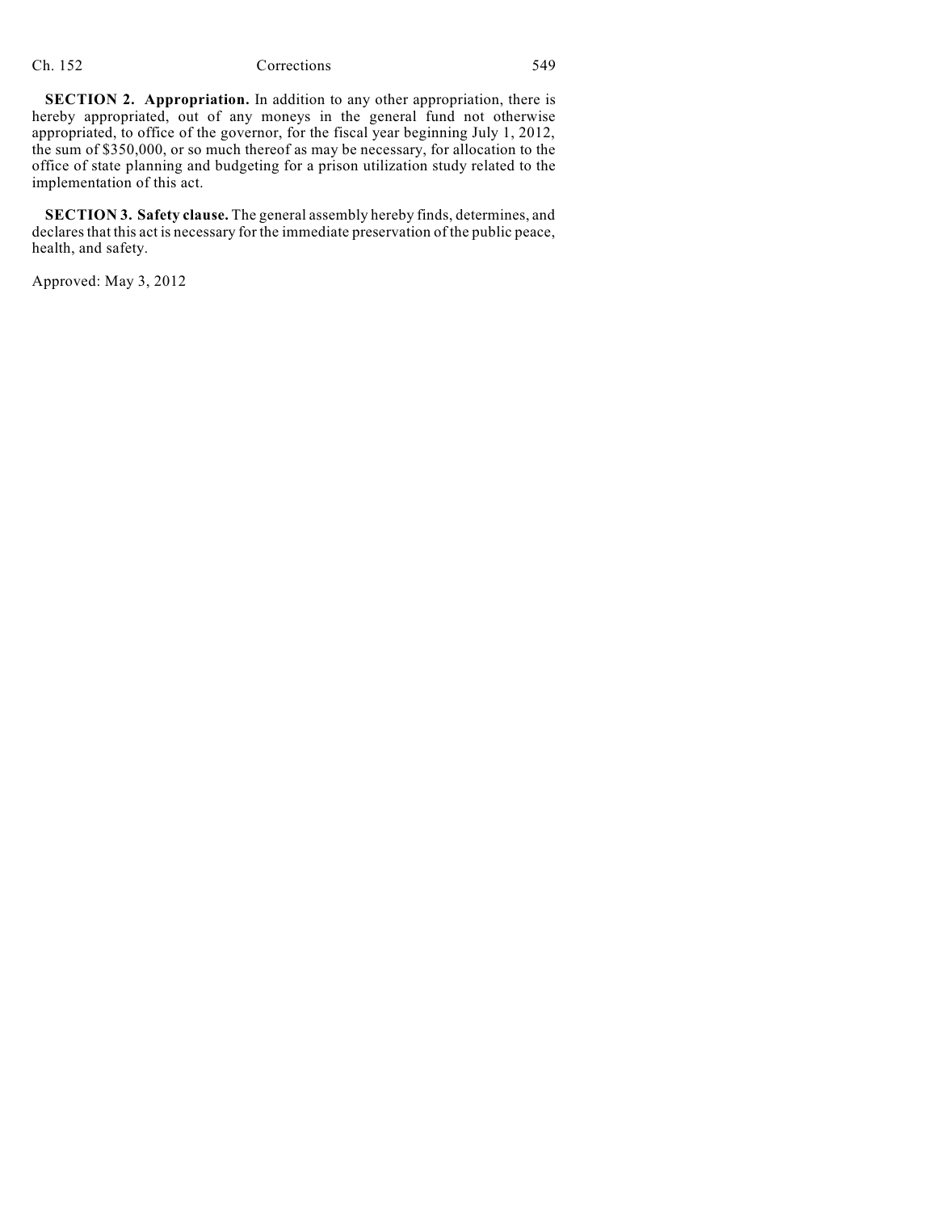**SECTION 2. Appropriation.** In addition to any other appropriation, there is hereby appropriated, out of any moneys in the general fund not otherwise appropriated, to office of the governor, for the fiscal year beginning July 1, 2012, the sum of $350,000, or so much thereof as may be necessary, for allocation to the office of state planning and budgeting for a prison utilization study related to the implementation of this act.

**SECTION 3. Safety clause.** The general assembly hereby finds, determines, and declares that this act is necessary for the immediate preservation of the public peace, health, and safety.

Approved: May 3, 2012